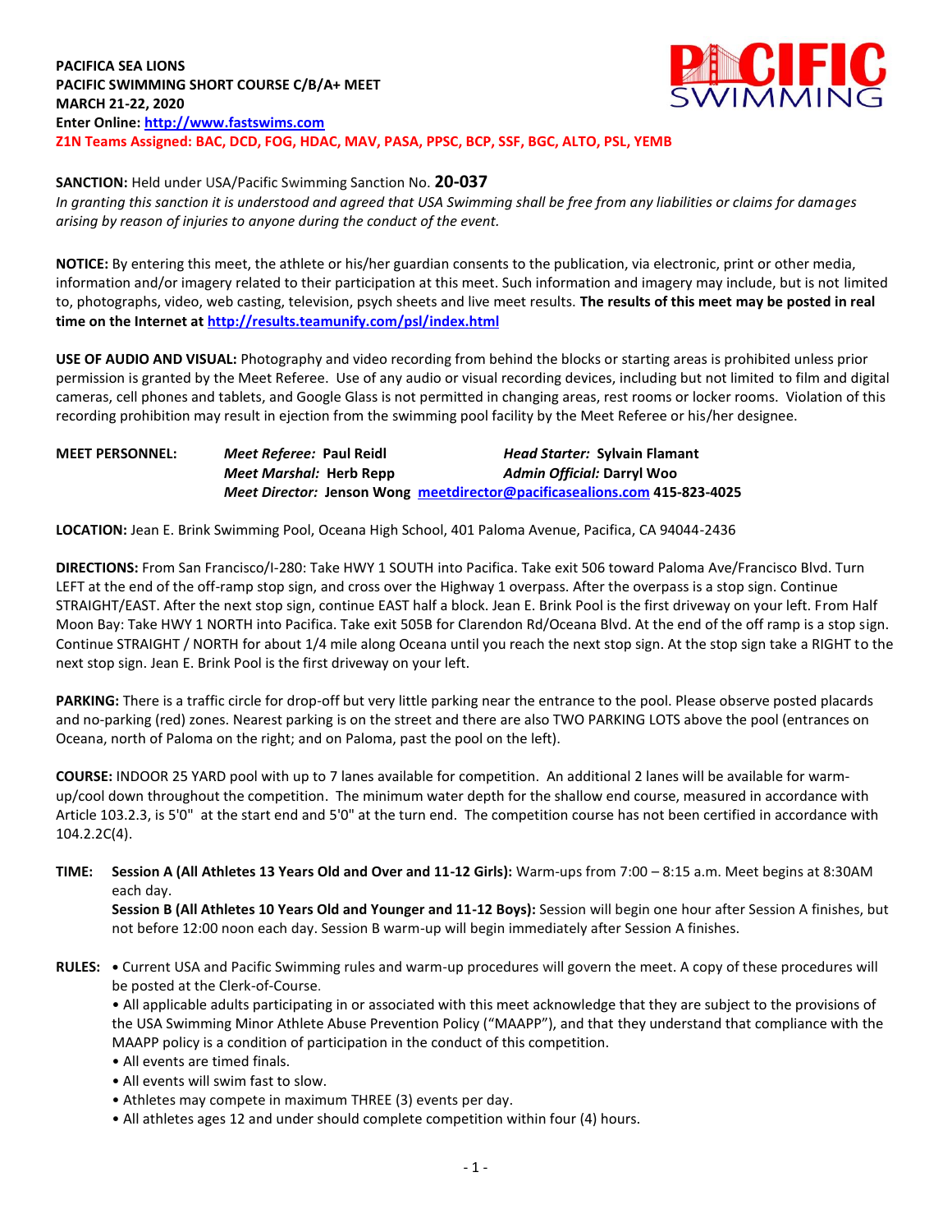**PACIFICA SEA LIONS**
**PACIFIC SWIMMING SHORT COURSE C/B/A+ MEET**
**MARCH 21-22, 2020**
**Enter Online: http://www.fastswims.com**
**Z1N Teams Assigned: BAC, DCD, FOG, HDAC, MAV, PASA, PPSC, BCP, SSF, BGC, ALTO, PSL, YEMB**

**SANCTION:** Held under USA/Pacific Swimming Sanction No. **20-037**
*In granting this sanction it is understood and agreed that USA Swimming shall be free from any liabilities or claims for damages arising by reason of injuries to anyone during the conduct of the event.*

**NOTICE:** By entering this meet, the athlete or his/her guardian consents to the publication, via electronic, print or other media, information and/or imagery related to their participation at this meet. Such information and imagery may include, but is not limited to, photographs, video, web casting, television, psych sheets and live meet results. **The results of this meet may be posted in real time on the Internet at http://results.teamunify.com/psl/index.html**

**USE OF AUDIO AND VISUAL:** Photography and video recording from behind the blocks or starting areas is prohibited unless prior permission is granted by the Meet Referee. Use of any audio or visual recording devices, including but not limited to film and digital cameras, cell phones and tablets, and Google Glass is not permitted in changing areas, rest rooms or locker rooms. Violation of this recording prohibition may result in ejection from the swimming pool facility by the Meet Referee or his/her designee.

**MEET PERSONNEL:**
*Meet Referee:* **Paul Reidl** — *Head Starter:* **Sylvain Flamant**
*Meet Marshal:* **Herb Repp** — *Admin Official:* **Darryl Woo**
*Meet Director:* **Jenson Wong** meetdirector@pacificasealions.com **415-823-4025**

**LOCATION:** Jean E. Brink Swimming Pool, Oceana High School, 401 Paloma Avenue, Pacifica, CA 94044-2436

**DIRECTIONS:** From San Francisco/I-280: Take HWY 1 SOUTH into Pacifica. Take exit 506 toward Paloma Ave/Francisco Blvd. Turn LEFT at the end of the off-ramp stop sign, and cross over the Highway 1 overpass. After the overpass is a stop sign. Continue STRAIGHT/EAST. After the next stop sign, continue EAST half a block. Jean E. Brink Pool is the first driveway on your left. From Half Moon Bay: Take HWY 1 NORTH into Pacifica. Take exit 505B for Clarendon Rd/Oceana Blvd. At the end of the off ramp is a stop sign. Continue STRAIGHT / NORTH for about 1/4 mile along Oceana until you reach the next stop sign. At the stop sign take a RIGHT to the next stop sign. Jean E. Brink Pool is the first driveway on your left.

**PARKING:** There is a traffic circle for drop-off but very little parking near the entrance to the pool. Please observe posted placards and no-parking (red) zones. Nearest parking is on the street and there are also TWO PARKING LOTS above the pool (entrances on Oceana, north of Paloma on the right; and on Paloma, past the pool on the left).

**COURSE:** INDOOR 25 YARD pool with up to 7 lanes available for competition. An additional 2 lanes will be available for warm-up/cool down throughout the competition. The minimum water depth for the shallow end course, measured in accordance with Article 103.2.3, is 5'0" at the start end and 5'0" at the turn end. The competition course has not been certified in accordance with 104.2.2C(4).

**TIME:** **Session A (All Athletes 13 Years Old and Over and 11-12 Girls):** Warm-ups from 7:00 – 8:15 a.m. Meet begins at 8:30AM each day.
**Session B (All Athletes 10 Years Old and Younger and 11-12 Boys):** Session will begin one hour after Session A finishes, but not before 12:00 noon each day. Session B warm-up will begin immediately after Session A finishes.

**RULES:**
- Current USA and Pacific Swimming rules and warm-up procedures will govern the meet. A copy of these procedures will be posted at the Clerk-of-Course.
- All applicable adults participating in or associated with this meet acknowledge that they are subject to the provisions of the USA Swimming Minor Athlete Abuse Prevention Policy ("MAAPP"), and that they understand that compliance with the MAAPP policy is a condition of participation in the conduct of this competition.
- All events are timed finals.
- All events will swim fast to slow.
- Athletes may compete in maximum THREE (3) events per day.
- All athletes ages 12 and under should complete competition within four (4) hours.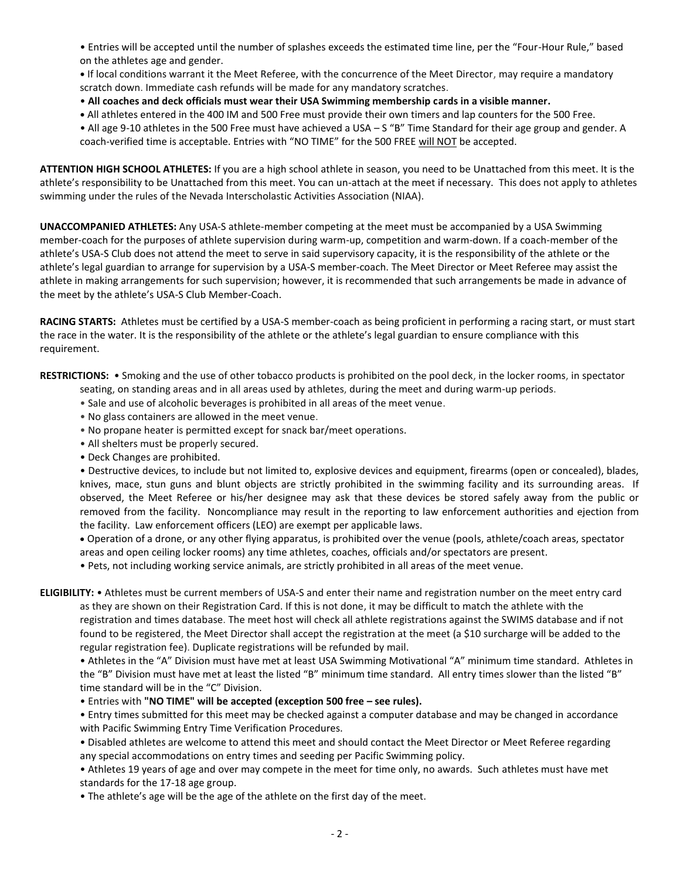- Entries will be accepted until the number of splashes exceeds the estimated time line, per the "Four-Hour Rule," based on the athletes age and gender.
- If local conditions warrant it the Meet Referee, with the concurrence of the Meet Director, may require a mandatory scratch down. Immediate cash refunds will be made for any mandatory scratches.
- **All coaches and deck officials must wear their USA Swimming membership cards in a visible manner.**
- All athletes entered in the 400 IM and 500 Free must provide their own timers and lap counters for the 500 Free.
- All age 9-10 athletes in the 500 Free must have achieved a USA – S "B" Time Standard for their age group and gender. A coach-verified time is acceptable. Entries with "NO TIME" for the 500 FREE will NOT be accepted.

**ATTENTION HIGH SCHOOL ATHLETES:** If you are a high school athlete in season, you need to be Unattached from this meet. It is the athlete's responsibility to be Unattached from this meet. You can un-attach at the meet if necessary. This does not apply to athletes swimming under the rules of the Nevada Interscholastic Activities Association (NIAA).

**UNACCOMPANIED ATHLETES:** Any USA-S athlete-member competing at the meet must be accompanied by a USA Swimming member-coach for the purposes of athlete supervision during warm-up, competition and warm-down. If a coach-member of the athlete's USA-S Club does not attend the meet to serve in said supervisory capacity, it is the responsibility of the athlete or the athlete's legal guardian to arrange for supervision by a USA-S member-coach. The Meet Director or Meet Referee may assist the athlete in making arrangements for such supervision; however, it is recommended that such arrangements be made in advance of the meet by the athlete's USA-S Club Member-Coach.

**RACING STARTS:** Athletes must be certified by a USA-S member-coach as being proficient in performing a racing start, or must start the race in the water. It is the responsibility of the athlete or the athlete's legal guardian to ensure compliance with this requirement.

**RESTRICTIONS:**

- Smoking and the use of other tobacco products is prohibited on the pool deck, in the locker rooms, in spectator seating, on standing areas and in all areas used by athletes, during the meet and during warm-up periods.
- Sale and use of alcoholic beverages is prohibited in all areas of the meet venue.
- No glass containers are allowed in the meet venue.
- No propane heater is permitted except for snack bar/meet operations.
- All shelters must be properly secured.
- Deck Changes are prohibited.
- Destructive devices, to include but not limited to, explosive devices and equipment, firearms (open or concealed), blades, knives, mace, stun guns and blunt objects are strictly prohibited in the swimming facility and its surrounding areas. If observed, the Meet Referee or his/her designee may ask that these devices be stored safely away from the public or removed from the facility. Noncompliance may result in the reporting to law enforcement authorities and ejection from the facility. Law enforcement officers (LEO) are exempt per applicable laws.
- Operation of a drone, or any other flying apparatus, is prohibited over the venue (pools, athlete/coach areas, spectator areas and open ceiling locker rooms) any time athletes, coaches, officials and/or spectators are present.
- Pets, not including working service animals, are strictly prohibited in all areas of the meet venue.

**ELIGIBILITY:**

- Athletes must be current members of USA-S and enter their name and registration number on the meet entry card as they are shown on their Registration Card. If this is not done, it may be difficult to match the athlete with the registration and times database. The meet host will check all athlete registrations against the SWIMS database and if not found to be registered, the Meet Director shall accept the registration at the meet (a $10 surcharge will be added to the regular registration fee). Duplicate registrations will be refunded by mail.
- Athletes in the "A" Division must have met at least USA Swimming Motivational "A" minimum time standard. Athletes in the "B" Division must have met at least the listed "B" minimum time standard. All entry times slower than the listed "B" time standard will be in the "C" Division.
- Entries with **"NO TIME" will be accepted (exception 500 free – see rules).**
- Entry times submitted for this meet may be checked against a computer database and may be changed in accordance with Pacific Swimming Entry Time Verification Procedures.
- Disabled athletes are welcome to attend this meet and should contact the Meet Director or Meet Referee regarding any special accommodations on entry times and seeding per Pacific Swimming policy.
- Athletes 19 years of age and over may compete in the meet for time only, no awards. Such athletes must have met standards for the 17-18 age group.
- The athlete's age will be the age of the athlete on the first day of the meet.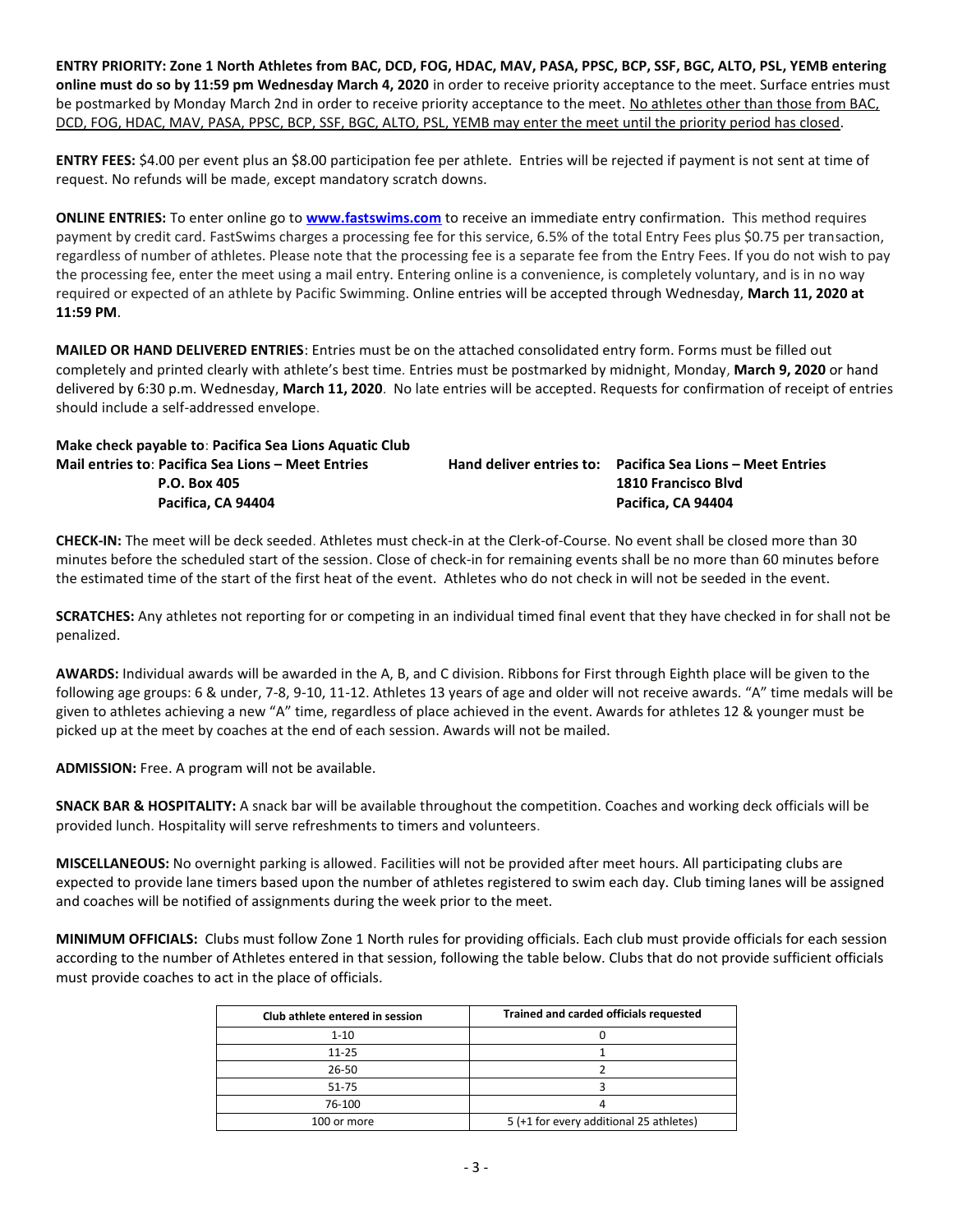**ENTRY PRIORITY: Zone 1 North Athletes from BAC, DCD, FOG, HDAC, MAV, PASA, PPSC, BCP, SSF, BGC, ALTO, PSL, YEMB entering online must do so by 11:59 pm Wednesday March 4, 2020** in order to receive priority acceptance to the meet. Surface entries must be postmarked by Monday March 2nd in order to receive priority acceptance to the meet. No athletes other than those from BAC, DCD, FOG, HDAC, MAV, PASA, PPSC, BCP, SSF, BGC, ALTO, PSL, YEMB may enter the meet until the priority period has closed.

**ENTRY FEES:** $4.00 per event plus an $8.00 participation fee per athlete. Entries will be rejected if payment is not sent at time of request. No refunds will be made, except mandatory scratch downs.

**ONLINE ENTRIES:** To enter online go to **www.fastswims.com** to receive an immediate entry confirmation. This method requires payment by credit card. FastSwims charges a processing fee for this service, 6.5% of the total Entry Fees plus $0.75 per transaction, regardless of number of athletes. Please note that the processing fee is a separate fee from the Entry Fees. If you do not wish to pay the processing fee, enter the meet using a mail entry. Entering online is a convenience, is completely voluntary, and is in no way required or expected of an athlete by Pacific Swimming. Online entries will be accepted through Wednesday, **March 11, 2020 at 11:59 PM**.

**MAILED OR HAND DELIVERED ENTRIES**: Entries must be on the attached consolidated entry form. Forms must be filled out completely and printed clearly with athlete's best time. Entries must be postmarked by midnight, Monday, **March 9, 2020** or hand delivered by 6:30 p.m. Wednesday, **March 11, 2020**. No late entries will be accepted. Requests for confirmation of receipt of entries should include a self-addressed envelope.

**Make check payable to**: **Pacifica Sea Lions Aquatic Club**

**Mail entries to**: **Pacifica Sea Lions – Meet Entries**
**P.O. Box 405**
**Pacifica, CA 94404**

**Hand deliver entries to: Pacifica Sea Lions – Meet Entries**
**1810 Francisco Blvd**
**Pacifica, CA 94404**

**CHECK-IN:** The meet will be deck seeded. Athletes must check-in at the Clerk-of-Course. No event shall be closed more than 30 minutes before the scheduled start of the session. Close of check-in for remaining events shall be no more than 60 minutes before the estimated time of the start of the first heat of the event. Athletes who do not check in will not be seeded in the event.

**SCRATCHES:** Any athletes not reporting for or competing in an individual timed final event that they have checked in for shall not be penalized.

**AWARDS:** Individual awards will be awarded in the A, B, and C division. Ribbons for First through Eighth place will be given to the following age groups: 6 & under, 7-8, 9-10, 11-12. Athletes 13 years of age and older will not receive awards. "A" time medals will be given to athletes achieving a new "A" time, regardless of place achieved in the event. Awards for athletes 12 & younger must be picked up at the meet by coaches at the end of each session. Awards will not be mailed.

**ADMISSION:** Free. A program will not be available.

**SNACK BAR & HOSPITALITY:** A snack bar will be available throughout the competition. Coaches and working deck officials will be provided lunch. Hospitality will serve refreshments to timers and volunteers.

**MISCELLANEOUS:** No overnight parking is allowed. Facilities will not be provided after meet hours. All participating clubs are expected to provide lane timers based upon the number of athletes registered to swim each day. Club timing lanes will be assigned and coaches will be notified of assignments during the week prior to the meet.

**MINIMUM OFFICIALS:** Clubs must follow Zone 1 North rules for providing officials. Each club must provide officials for each session according to the number of Athletes entered in that session, following the table below. Clubs that do not provide sufficient officials must provide coaches to act in the place of officials.

| Club athlete entered in session | Trained and carded officials requested |
|---|---|
| 1-10 | 0 |
| 11-25 | 1 |
| 26-50 | 2 |
| 51-75 | 3 |
| 76-100 | 4 |
| 100 or more | 5 (+1 for every additional 25 athletes) |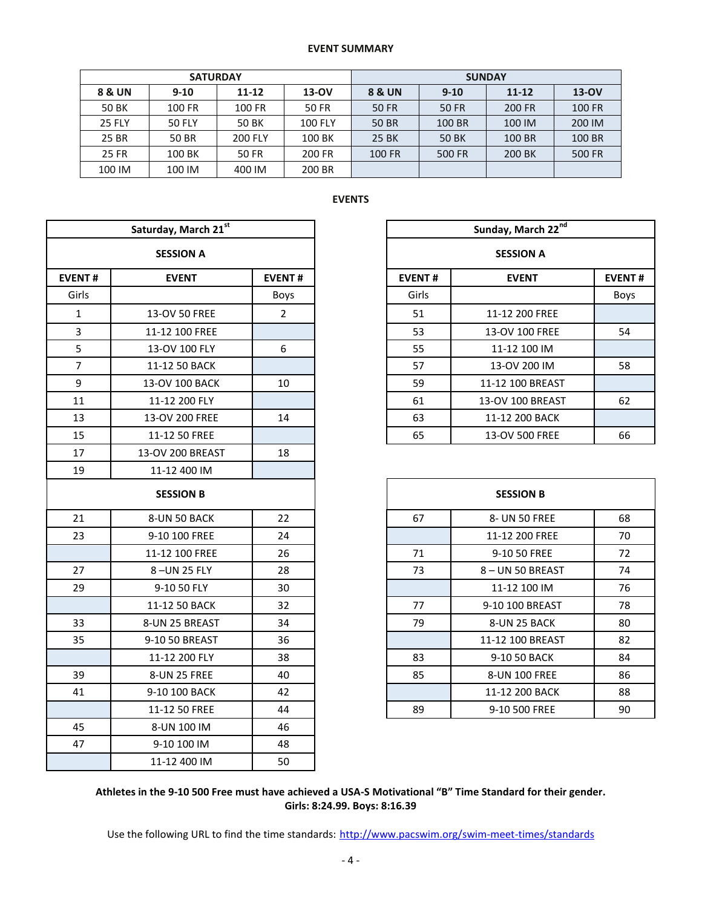**EVENT SUMMARY**

| SATURDAY | | | | SUNDAY | | | |
|---|---|---|---|---|---|---|---|
| 8 & UN | 9-10 | 11-12 | 13-OV | 8 & UN | 9-10 | 11-12 | 13-OV |
| 50 BK | 100 FR | 100 FR | 50 FR | 50 FR | 50 FR | 200 FR | 100 FR |
| 25 FLY | 50 FLY | 50 BK | 100 FLY | 50 BR | 100 BR | 100 IM | 200 IM |
| 25 BR | 50 BR | 200 FLY | 100 BK | 25 BK | 50 BK | 100 BR | 100 BR |
| 25 FR | 100 BK | 50 FR | 200 FR | 100 FR | 500 FR | 200 BK | 500 FR |
| 100 IM | 100 IM | 400 IM | 200 BR | | | | |

**EVENTS**

| Saturday, March 21st | | |
|---|---|---|
| **SESSION A** | | |
| EVENT # | EVENT | EVENT # |
| Girls | | Boys |
| 1 | 13-OV 50 FREE | 2 |
| 3 | 11-12 100 FREE | |
| 5 | 13-OV 100 FLY | 6 |
| 7 | 11-12 50 BACK | |
| 9 | 13-OV 100 BACK | 10 |
| 11 | 11-12 200 FLY | |
| 13 | 13-OV 200 FREE | 14 |
| 15 | 11-12 50 FREE | |
| 17 | 13-OV 200 BREAST | 18 |
| 19 | 11-12 400 IM | |
| **SESSION B** | | |
| 21 | 8-UN 50 BACK | 22 |
| 23 | 9-10 100 FREE | 24 |
| | 11-12 100 FREE | 26 |
| 27 | 8 –UN 25 FLY | 28 |
| 29 | 9-10 50 FLY | 30 |
| | 11-12 50 BACK | 32 |
| 33 | 8-UN 25 BREAST | 34 |
| 35 | 9-10 50 BREAST | 36 |
| | 11-12 200 FLY | 38 |
| 39 | 8-UN 25 FREE | 40 |
| 41 | 9-10 100 BACK | 42 |
| | 11-12 50 FREE | 44 |
| 45 | 8-UN 100 IM | 46 |
| 47 | 9-10 100 IM | 48 |
| | 11-12 400 IM | 50 |

| Sunday, March 22nd | | |
|---|---|---|
| **SESSION A** | | |
| EVENT # | EVENT | EVENT # |
| Girls | | Boys |
| 51 | 11-12 200 FREE | |
| 53 | 13-OV 100 FREE | 54 |
| 55 | 11-12 100 IM | |
| 57 | 13-OV 200 IM | 58 |
| 59 | 11-12 100 BREAST | |
| 61 | 13-OV 100 BREAST | 62 |
| 63 | 11-12 200 BACK | |
| 65 | 13-OV 500 FREE | 66 |
| **SESSION B** | | |
| 67 | 8- UN 50 FREE | 68 |
| | 11-12 200 FREE | 70 |
| 71 | 9-10 50 FREE | 72 |
| 73 | 8 – UN 50 BREAST | 74 |
| | 11-12 100 IM | 76 |
| 77 | 9-10 100 BREAST | 78 |
| 79 | 8-UN 25 BACK | 80 |
| | 11-12 100 BREAST | 82 |
| 83 | 9-10 50 BACK | 84 |
| 85 | 8-UN 100 FREE | 86 |
| | 11-12 200 BACK | 88 |
| 89 | 9-10 500 FREE | 90 |

**Athletes in the 9-10 500 Free must have achieved a USA-S Motivational "B" Time Standard for their gender. Girls: 8:24.99. Boys: 8:16.39**

Use the following URL to find the time standards: http://www.pacswim.org/swim-meet-times/standards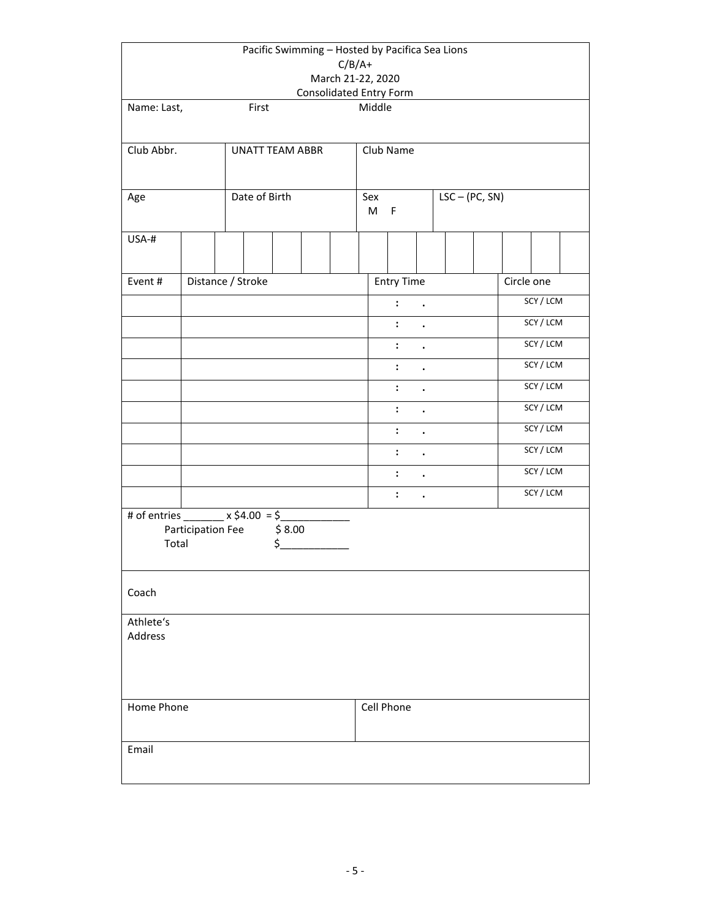Pacific Swimming – Hosted by Pacifica Sea Lions

C/B/A+

March 21-22, 2020

Consolidated Entry Form

| Name: Last, | First | Middle | |
|---|---|---|---|
| Club Abbr. | UNATT TEAM ABBR | Club Name | |
| Age | Date of Birth | Sex M F | LSC – (PC, SN) |

| USA-# | | | | | | | | | | | | | | |
|---|---|---|---|---|---|---|---|---|---|---|---|---|---|---|

| Event # | Distance / Stroke | Entry Time | Circle one |
|---|---|---|---|
| | | : . | SCY / LCM |
| | | : . | SCY / LCM |
| | | : . | SCY / LCM |
| | | : . | SCY / LCM |
| | | : . | SCY / LCM |
| | | : . | SCY / LCM |
| | | : . | SCY / LCM |
| | | : . | SCY / LCM |
| | | : . | SCY / LCM |
| | | : . | SCY / LCM |

# of entries _______ x $4.00 = $____________

Participation Fee $ 8.00

Total $____________

| | |
|---|---|
| Coach | |
| Athlete's Address | |
| Home Phone | Cell Phone |
| Email | |